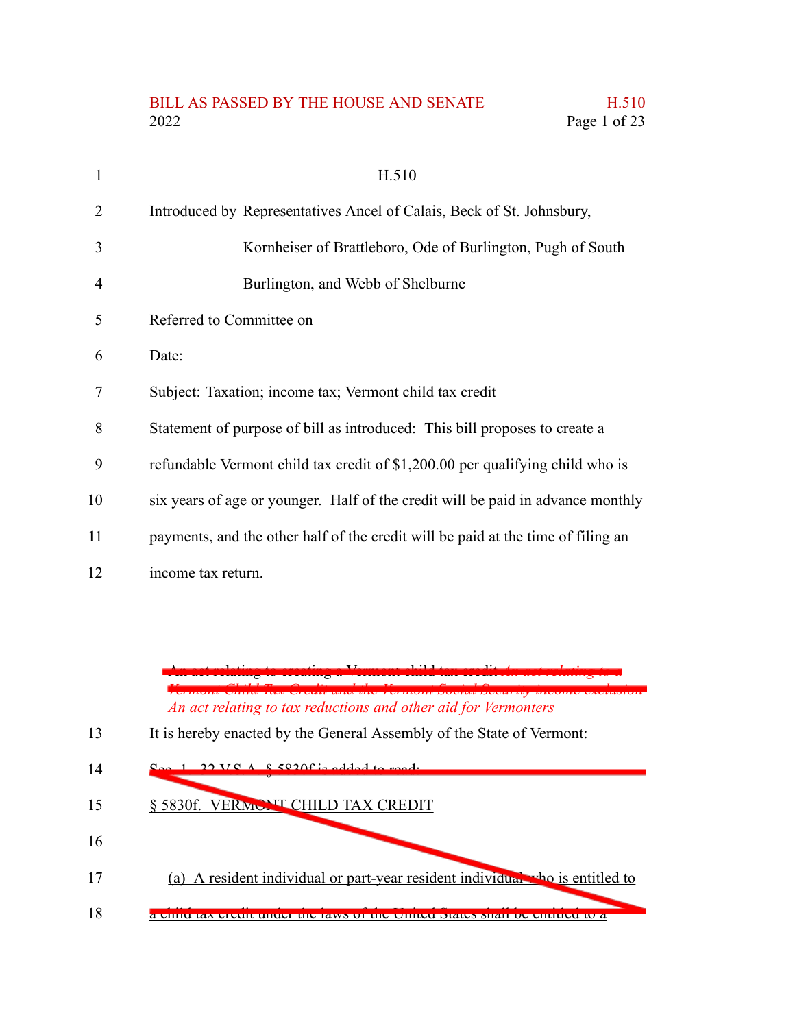BILL AS PASSED BY THE HOUSE AND SENATE — H.510 — 2022

# H.510

Introduced by Representatives Ancel of Calais, Beck of St. Johnsbury, Kornheiser of Brattleboro, Ode of Burlington, Pugh of South Burlington, and Webb of Shelburne

Referred to Committee on

Date:

Subject: Taxation; income tax; Vermont child tax credit

Statement of purpose of bill as introduced: This bill proposes to create a refundable Vermont child tax credit of $1,200.00 per qualifying child who is six years of age or younger. Half of the credit will be paid in advance monthly payments, and the other half of the credit will be paid at the time of filing an income tax return.

~~An act relating to creating a Vermont child tax credit~~ ~~*An act relating to a Vermont Child Tax Credit and the Vermont Social Security income exclusion*~~ *An act relating to tax reductions and other aid for Vermonters*

It is hereby enacted by the General Assembly of the State of Vermont:

~~Sec. 1. 32 V.S.A. § 5830f is added to read:~~

~~§ 5830f. VERMONT CHILD TAX CREDIT~~

~~(a) A resident individual or part-year resident individual who is entitled to a child tax credit under the laws of the United States shall be entitled to a~~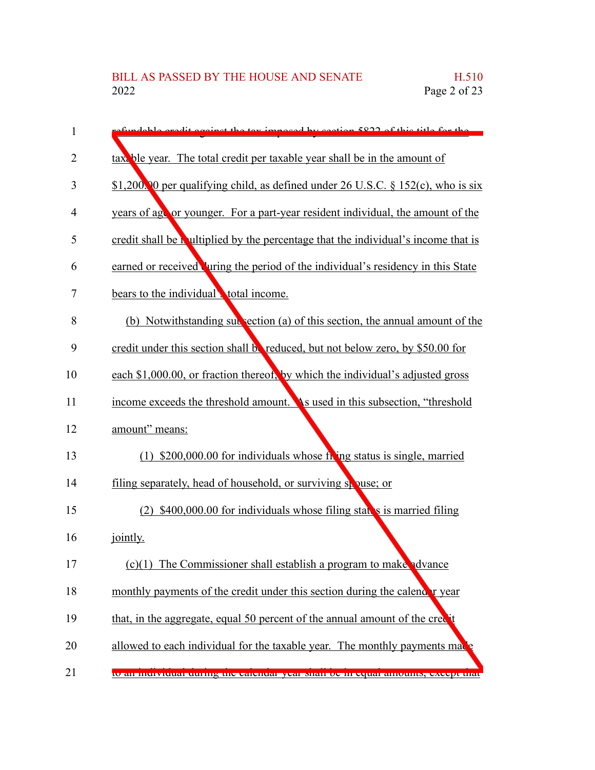refundable credit against the tax imposed by section 5822 of this title for the taxable year. The total credit per taxable year shall be in the amount of $1,200.00 per qualifying child, as defined under 26 U.S.C. § 152(c), who is six years of age or younger. For a part-year resident individual, the amount of the credit shall be multiplied by the percentage that the individual's income that is earned or received during the period of the individual's residency in this State bears to the individual's total income.

(b) Notwithstanding subsection (a) of this section, the annual amount of the credit under this section shall be reduced, but not below zero, by $50.00 for each $1,000.00, or fraction thereof, by which the individual's adjusted gross income exceeds the threshold amount. As used in this subsection, "threshold amount" means:

(1) $200,000.00 for individuals whose filing status is single, married filing separately, head of household, or surviving spouse; or

(2) $400,000.00 for individuals whose filing status is married filing jointly.

(c)(1) The Commissioner shall establish a program to make advance monthly payments of the credit under this section during the calendar year that, in the aggregate, equal 50 percent of the annual amount of the credit allowed to each individual for the taxable year. The monthly payments made to an individual during the calendar year shall be in equal amounts, except that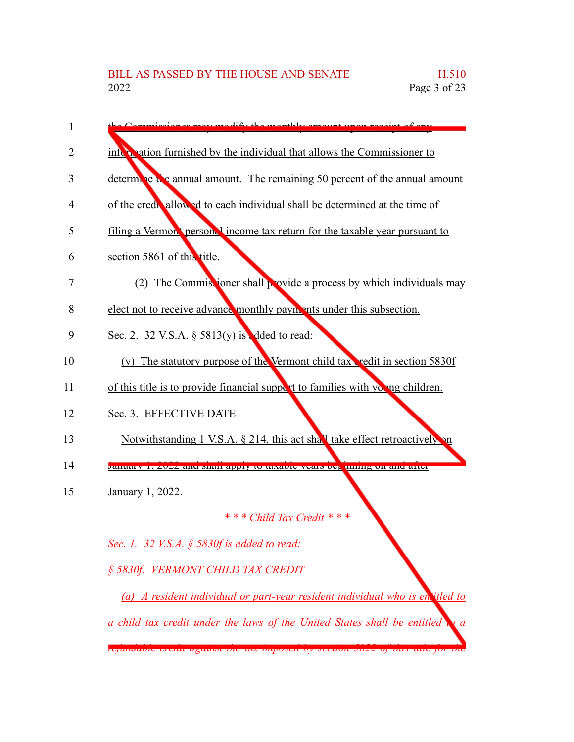the Commissioner may modify the monthly amount upon receipt of any information furnished by the individual that allows the Commissioner to determine the annual amount. The remaining 50 percent of the annual amount of the credit allowed to each individual shall be determined at the time of filing a Vermont personal income tax return for the taxable year pursuant to section 5861 of this title.

(2) The Commissioner shall provide a process by which individuals may elect not to receive advance monthly payments under this subsection.

Sec. 2. 32 V.S.A. § 5813(y) is added to read:

(y) The statutory purpose of the Vermont child tax credit in section 5830f of this title is to provide financial support to families with young children.

Sec. 3. EFFECTIVE DATE

Notwithstanding 1 V.S.A. § 214, this act shall take effect retroactively on January 1, 2022 and shall apply to taxable years beginning on and after January 1, 2022.

*\* \* \* Child Tax Credit \* \* \**

*Sec. 1. 32 V.S.A. § 5830f is added to read:*

*§ 5830f. VERMONT CHILD TAX CREDIT*

*(a) A resident individual or part-year resident individual who is entitled to a child tax credit under the laws of the United States shall be entitled to a refundable credit against the tax imposed by section 5822 of this title for the*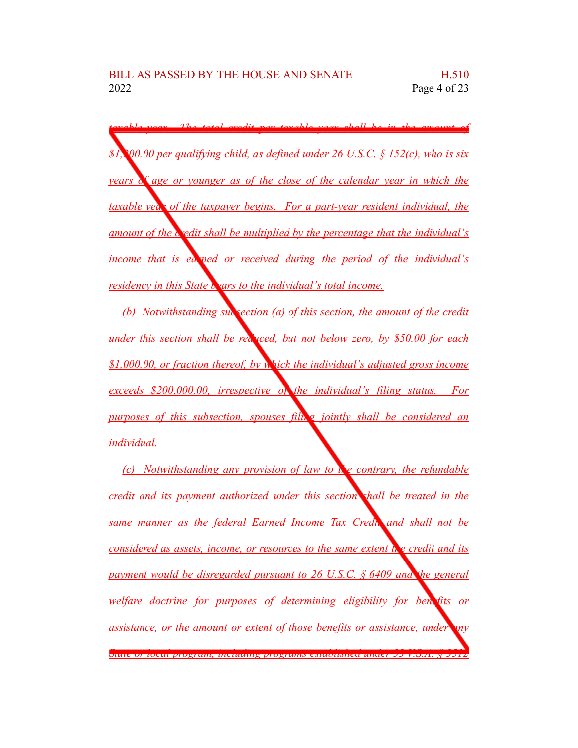*taxable year. The total credit per taxable year shall be in the amount of $1,200.00 per qualifying child, as defined under 26 U.S.C. § 152(c), who is six years of age or younger as of the close of the calendar year in which the taxable year of the taxpayer begins. For a part-year resident individual, the amount of the credit shall be multiplied by the percentage that the individual's income that is earned or received during the period of the individual's residency in this State bears to the individual's total income.*

*(b) Notwithstanding subsection (a) of this section, the amount of the credit under this section shall be reduced, but not below zero, by $50.00 for each $1,000.00, or fraction thereof, by which the individual's adjusted gross income exceeds $200,000.00, irrespective of the individual's filing status. For purposes of this subsection, spouses filing jointly shall be considered an individual.*

*(c) Notwithstanding any provision of law to the contrary, the refundable credit and its payment authorized under this section shall be treated in the same manner as the federal Earned Income Tax Credit and shall not be considered as assets, income, or resources to the same extent the credit and its payment would be disregarded pursuant to 26 U.S.C. § 6409 and the general welfare doctrine for purposes of determining eligibility for benefits or assistance, or the amount or extent of those benefits or assistance, under any State or local program, including programs established under 33 V.S.A. § 3512*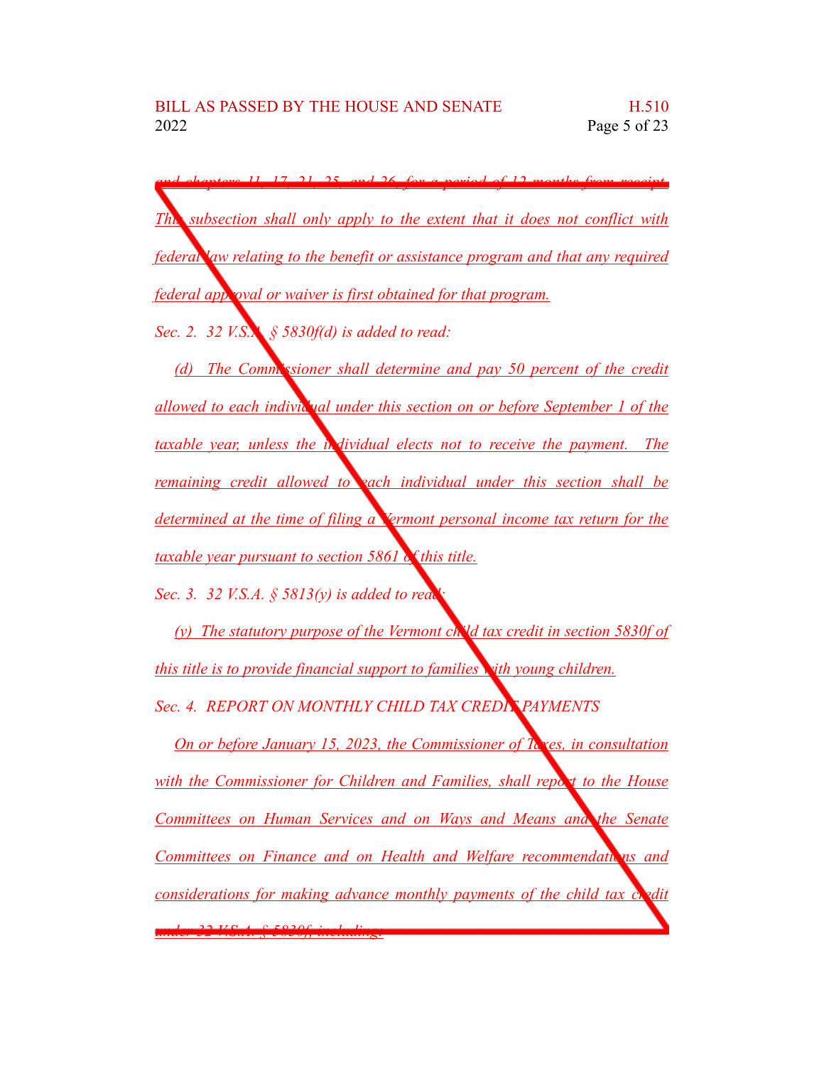and chapters 11, 17, 21, 25, and 26, for a period of 12 months from receipt. This subsection shall only apply to the extent that it does not conflict with federal law relating to the benefit or assistance program and that any required federal approval or waiver is first obtained for that program.

*Sec. 2. 32 V.S.A. § 5830f(d) is added to read:*

(d) The Commissioner shall determine and pay 50 percent of the credit allowed to each individual under this section on or before September 1 of the taxable year, unless the individual elects not to receive the payment. The remaining credit allowed to each individual under this section shall be determined at the time of filing a Vermont personal income tax return for the taxable year pursuant to section 5861 of this title.

*Sec. 3. 32 V.S.A. § 5813(y) is added to read:*

(y) The statutory purpose of the Vermont child tax credit in section 5830f of this title is to provide financial support to families with young children.

*Sec. 4. REPORT ON MONTHLY CHILD TAX CREDIT PAYMENTS*

On or before January 15, 2023, the Commissioner of Taxes, in consultation with the Commissioner for Children and Families, shall report to the House Committees on Human Services and on Ways and Means and the Senate Committees on Finance and on Health and Welfare recommendations and considerations for making advance monthly payments of the child tax credit under 32 V.S.A. § 5830f, including: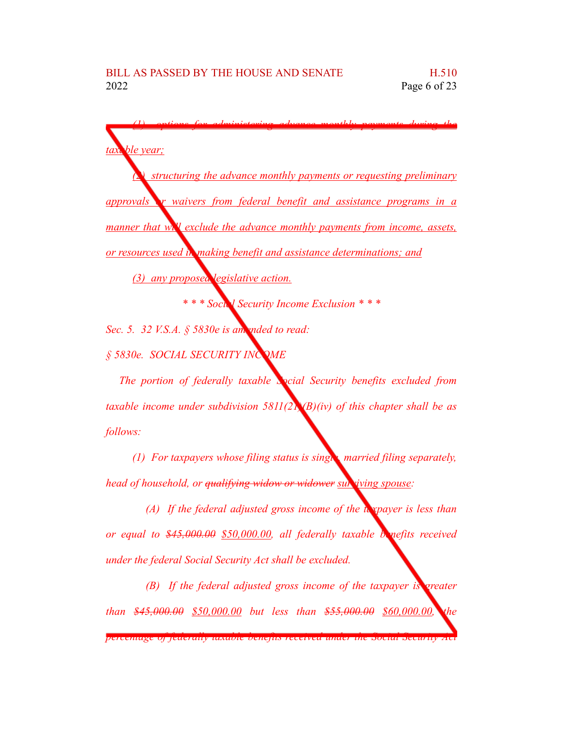*(1) options for administering advance monthly payments during the taxable year;*

*(2) structuring the advance monthly payments or requesting preliminary approvals or waivers from federal benefit and assistance programs in a manner that will exclude the advance monthly payments from income, assets, or resources used in making benefit and assistance determinations; and*

*(3) any proposed legislative action.*

*\* \* \* Social Security Income Exclusion \* \* \**

*Sec. 5. 32 V.S.A. § 5830e is amended to read:*

*§ 5830e. SOCIAL SECURITY INCOME*

*The portion of federally taxable Social Security benefits excluded from taxable income under subdivision 5811(21)(B)(iv) of this chapter shall be as follows:*

*(1) For taxpayers whose filing status is single, married filing separately, head of household, or ~~qualifying widow or widower~~ surviving spouse:*

*(A) If the federal adjusted gross income of the taxpayer is less than or equal to ~~$45,000.00~~ $50,000.00, all federally taxable benefits received under the federal Social Security Act shall be excluded.*

*(B) If the federal adjusted gross income of the taxpayer is greater than ~~$45,000.00~~ $50,000.00 but less than ~~$55,000.00~~ $60,000.00, the percentage of federally taxable benefits received under the Social Security Act*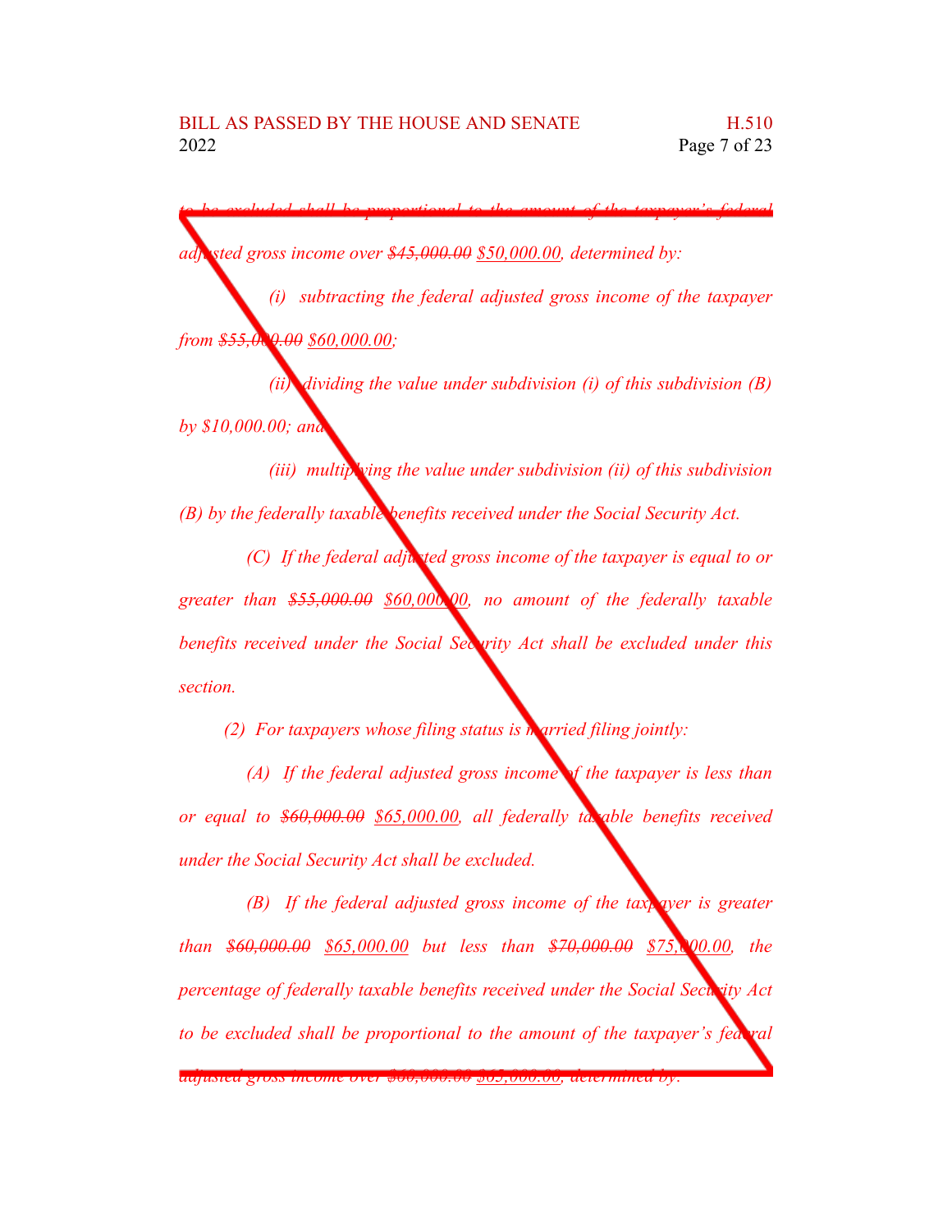*to be excluded shall be proportional to the amount of the taxpayer's federal adjusted gross income over ~~$45,000.00~~ $50,000.00, determined by:*

*(i) subtracting the federal adjusted gross income of the taxpayer from ~~$55,000.00~~ $60,000.00;*

*(ii) dividing the value under subdivision (i) of this subdivision (B) by $10,000.00; and*

*(iii) multiplying the value under subdivision (ii) of this subdivision (B) by the federally taxable benefits received under the Social Security Act.*

*(C) If the federal adjusted gross income of the taxpayer is equal to or greater than ~~$55,000.00~~ $60,000.00, no amount of the federally taxable benefits received under the Social Security Act shall be excluded under this section.*

*(2) For taxpayers whose filing status is married filing jointly:*

*(A) If the federal adjusted gross income of the taxpayer is less than or equal to ~~$60,000.00~~ $65,000.00, all federally taxable benefits received under the Social Security Act shall be excluded.*

*(B) If the federal adjusted gross income of the taxpayer is greater than ~~$60,000.00~~ $65,000.00 but less than ~~$70,000.00~~ $75,000.00, the percentage of federally taxable benefits received under the Social Security Act to be excluded shall be proportional to the amount of the taxpayer's federal adjusted gross income over ~~$60,000.00~~ $65,000.00, determined by:*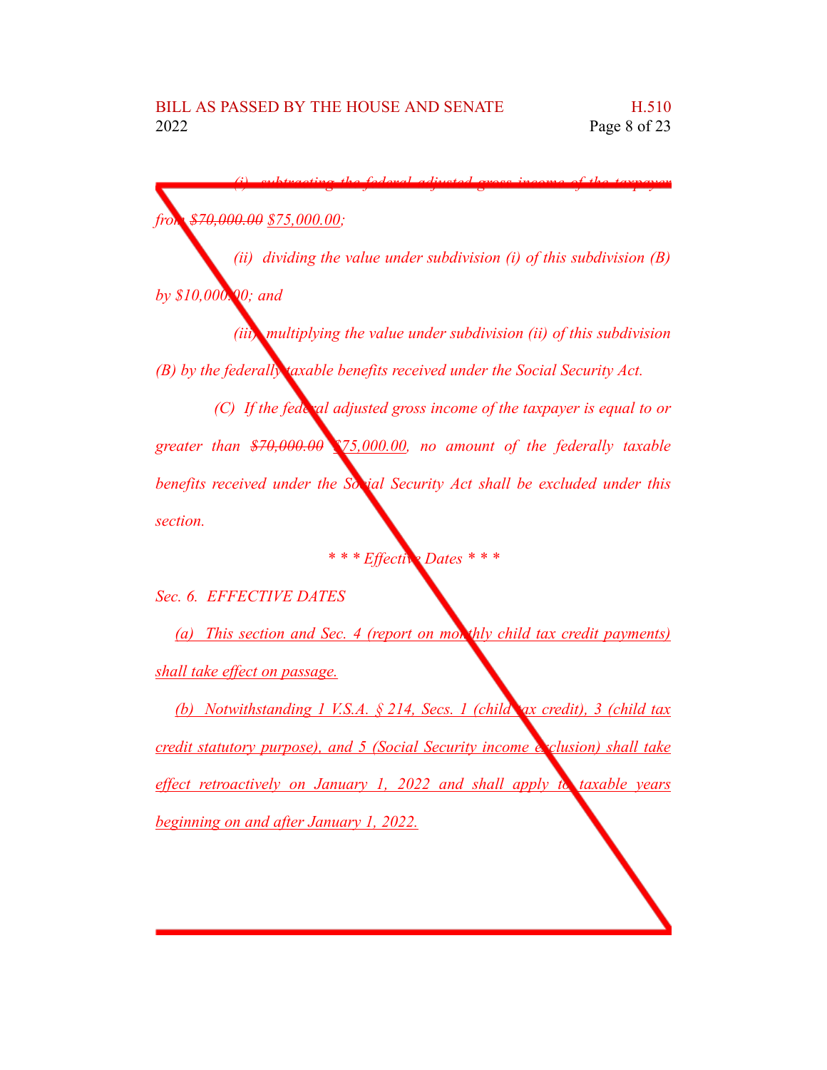(i) subtracting the federal adjusted gross income of the taxpayer from ~~$70,000.00~~ $75,000.00;

(ii) dividing the value under subdivision (i) of this subdivision (B) by $10,000.00; and

(iii) multiplying the value under subdivision (ii) of this subdivision (B) by the federally taxable benefits received under the Social Security Act.

(C) If the federal adjusted gross income of the taxpayer is equal to or greater than ~~$70,000.00~~ $75,000.00, no amount of the federally taxable benefits received under the Social Security Act shall be excluded under this section.

\* \* \* Effective Dates \* \* \*

Sec. 6. EFFECTIVE DATES

(a) This section and Sec. 4 (report on monthly child tax credit payments) shall take effect on passage.

(b) Notwithstanding 1 V.S.A. § 214, Secs. 1 (child tax credit), 3 (child tax credit statutory purpose), and 5 (Social Security income exclusion) shall take effect retroactively on January 1, 2022 and shall apply to taxable years beginning on and after January 1, 2022.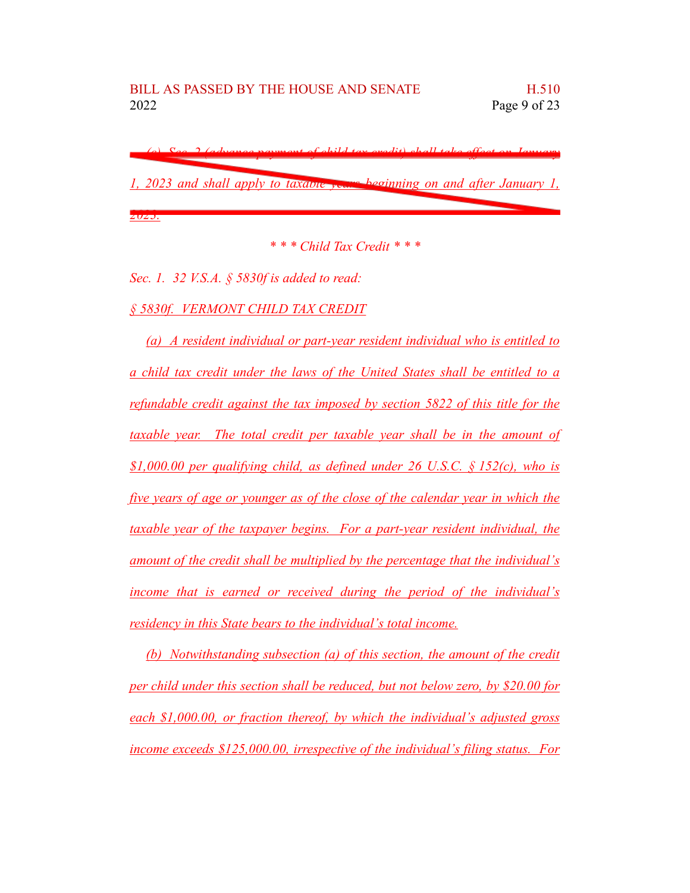~~*(c) Sec. 2 (advance payment of child tax credit) shall take effect on January 1, 2023 and shall apply to taxable years beginning on and after January 1, 2023.*~~

*\* \* \* Child Tax Credit \* \* \**

*Sec. 1. 32 V.S.A. § 5830f is added to read:*

*§ 5830f. VERMONT CHILD TAX CREDIT*

*(a) A resident individual or part-year resident individual who is entitled to a child tax credit under the laws of the United States shall be entitled to a refundable credit against the tax imposed by section 5822 of this title for the taxable year. The total credit per taxable year shall be in the amount of $1,000.00 per qualifying child, as defined under 26 U.S.C. § 152(c), who is five years of age or younger as of the close of the calendar year in which the taxable year of the taxpayer begins. For a part-year resident individual, the amount of the credit shall be multiplied by the percentage that the individual's income that is earned or received during the period of the individual's residency in this State bears to the individual's total income.*

*(b) Notwithstanding subsection (a) of this section, the amount of the credit per child under this section shall be reduced, but not below zero, by $20.00 for each $1,000.00, or fraction thereof, by which the individual's adjusted gross income exceeds $125,000.00, irrespective of the individual's filing status. For*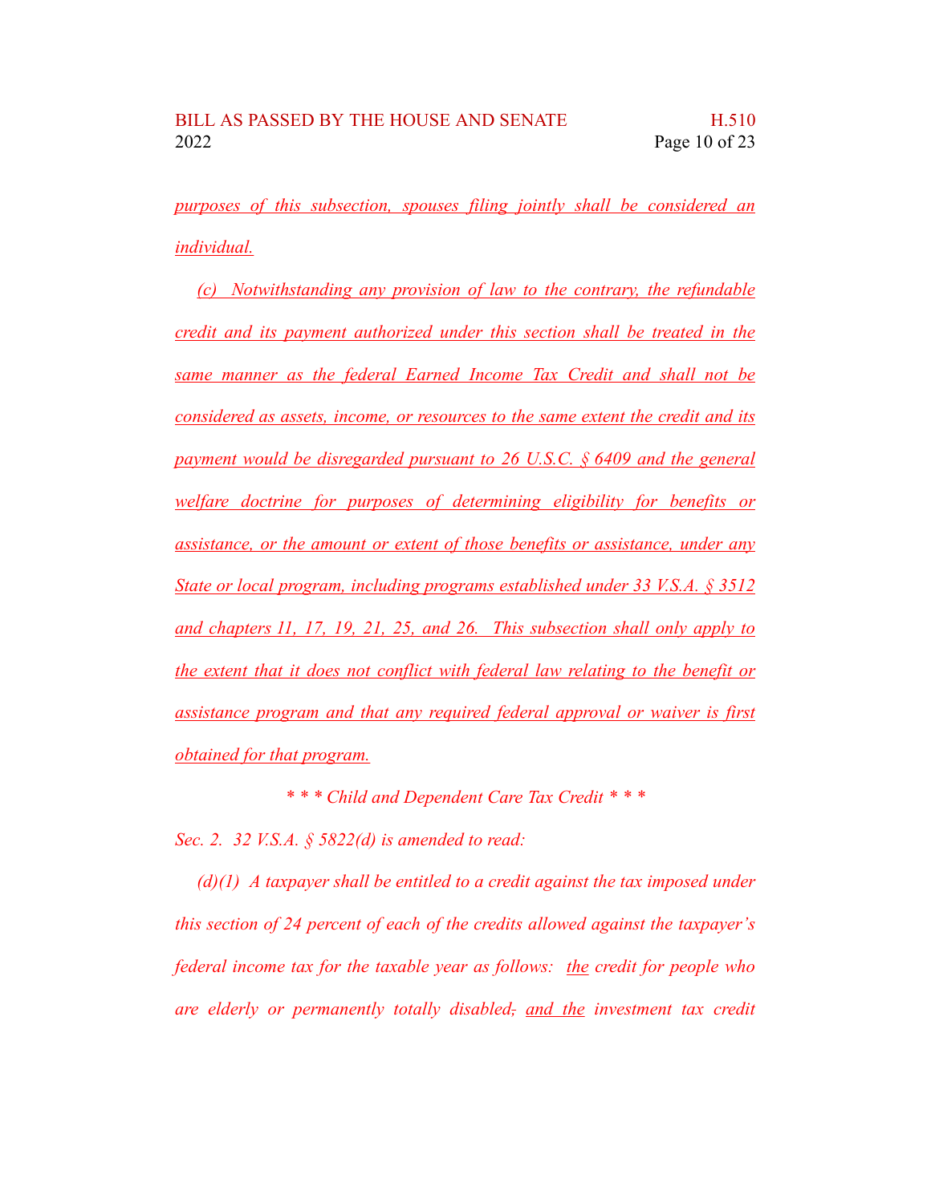*purposes of this subsection, spouses filing jointly shall be considered an individual.*

*(c) Notwithstanding any provision of law to the contrary, the refundable credit and its payment authorized under this section shall be treated in the same manner as the federal Earned Income Tax Credit and shall not be considered as assets, income, or resources to the same extent the credit and its payment would be disregarded pursuant to 26 U.S.C. § 6409 and the general welfare doctrine for purposes of determining eligibility for benefits or assistance, or the amount or extent of those benefits or assistance, under any State or local program, including programs established under 33 V.S.A. § 3512 and chapters 11, 17, 19, 21, 25, and 26. This subsection shall only apply to the extent that it does not conflict with federal law relating to the benefit or assistance program and that any required federal approval or waiver is first obtained for that program.*

*\* \* \* Child and Dependent Care Tax Credit \* \* \**

*Sec. 2. 32 V.S.A. § 5822(d) is amended to read:*

*(d)(1) A taxpayer shall be entitled to a credit against the tax imposed under this section of 24 percent of each of the credits allowed against the taxpayer's federal income tax for the taxable year as follows: the credit for people who are elderly or permanently totally disabled, and the investment tax credit*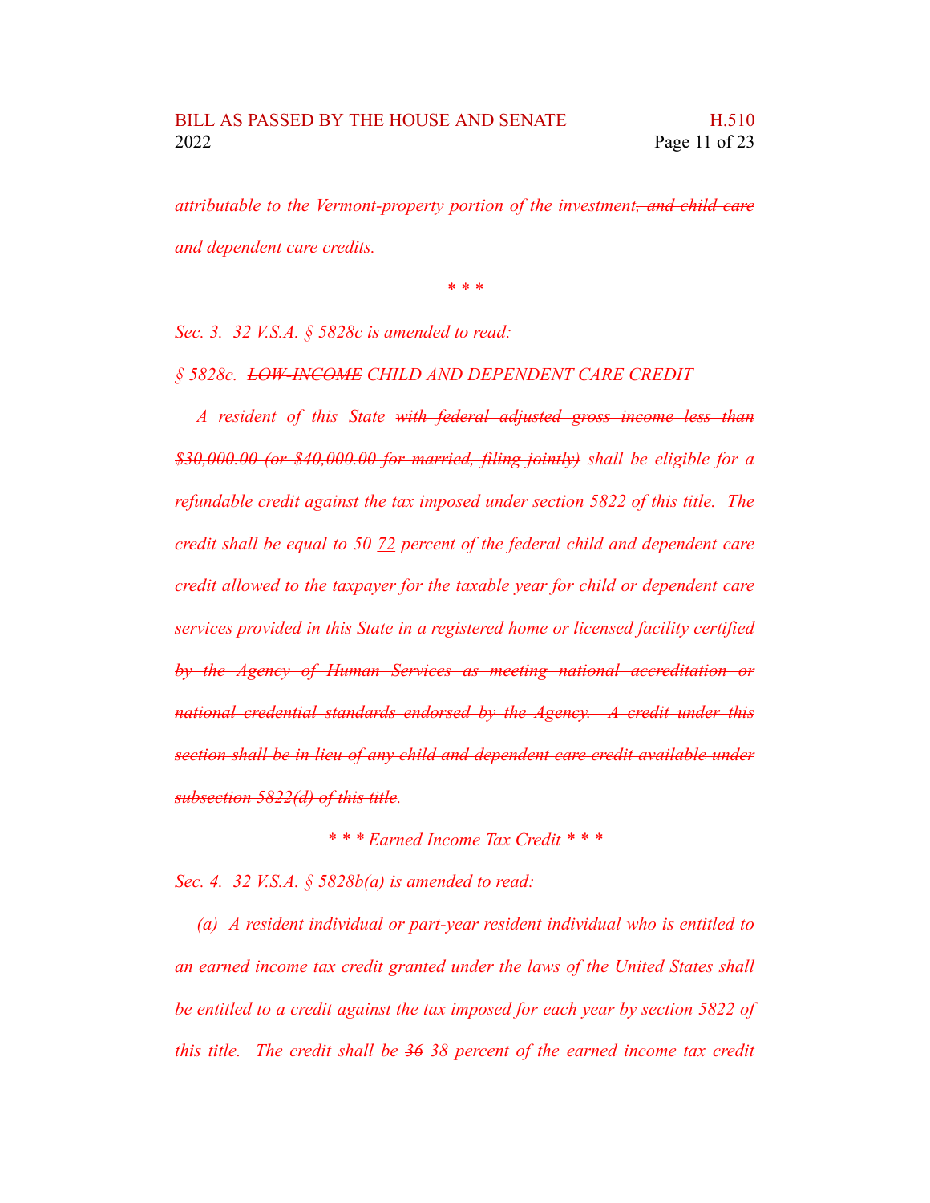*attributable to the Vermont-property portion of the investment~~, and child care and dependent care credits~~.*

*\* \* \**

*Sec. 3. 32 V.S.A. § 5828c is amended to read:*

*§ 5828c. ~~LOW-INCOME~~ CHILD AND DEPENDENT CARE CREDIT*

*A resident of this State ~~with federal adjusted gross income less than $30,000.00 (or $40,000.00 for married, filing jointly)~~ shall be eligible for a refundable credit against the tax imposed under section 5822 of this title. The credit shall be equal to ~~50~~ <u>72</u> percent of the federal child and dependent care credit allowed to the taxpayer for the taxable year for child or dependent care services provided in this State ~~in a registered home or licensed facility certified by the Agency of Human Services as meeting national accreditation or national credential standards endorsed by the Agency. A credit under this section shall be in lieu of any child and dependent care credit available under subsection 5822(d) of this title~~.*

*\* \* \* Earned Income Tax Credit \* \* \**

*Sec. 4. 32 V.S.A. § 5828b(a) is amended to read:*

*(a) A resident individual or part-year resident individual who is entitled to an earned income tax credit granted under the laws of the United States shall be entitled to a credit against the tax imposed for each year by section 5822 of this title. The credit shall be ~~36~~ <u>38</u> percent of the earned income tax credit*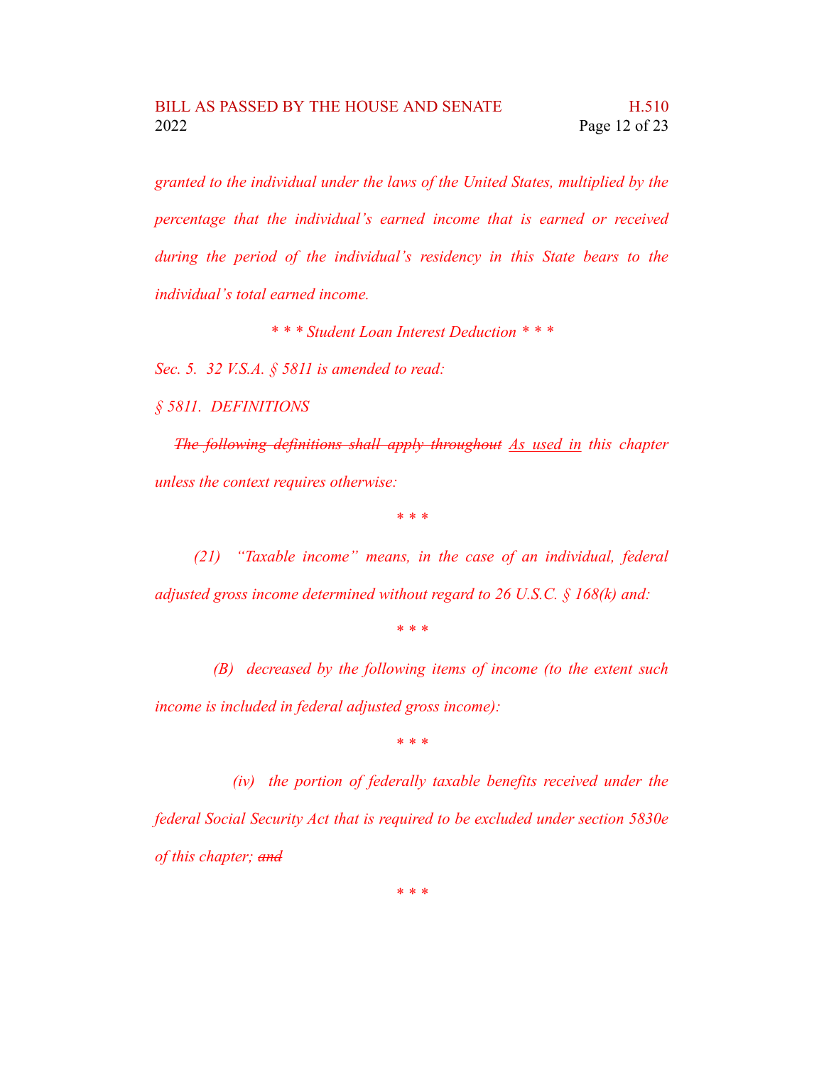*granted to the individual under the laws of the United States, multiplied by the percentage that the individual's earned income that is earned or received during the period of the individual's residency in this State bears to the individual's total earned income.*

*\* \* \* Student Loan Interest Deduction \* \* \**

*Sec. 5. 32 V.S.A. § 5811 is amended to read:*

*§ 5811. DEFINITIONS*

*~~The following definitions shall apply throughout~~ <u>As used in</u> this chapter unless the context requires otherwise:*

*\* \* \**

*(21) "Taxable income" means, in the case of an individual, federal adjusted gross income determined without regard to 26 U.S.C. § 168(k) and:*

*\* \* \**

*(B) decreased by the following items of income (to the extent such income is included in federal adjusted gross income):*

*\* \* \**

*(iv) the portion of federally taxable benefits received under the federal Social Security Act that is required to be excluded under section 5830e of this chapter; ~~and~~*

*\* \* \**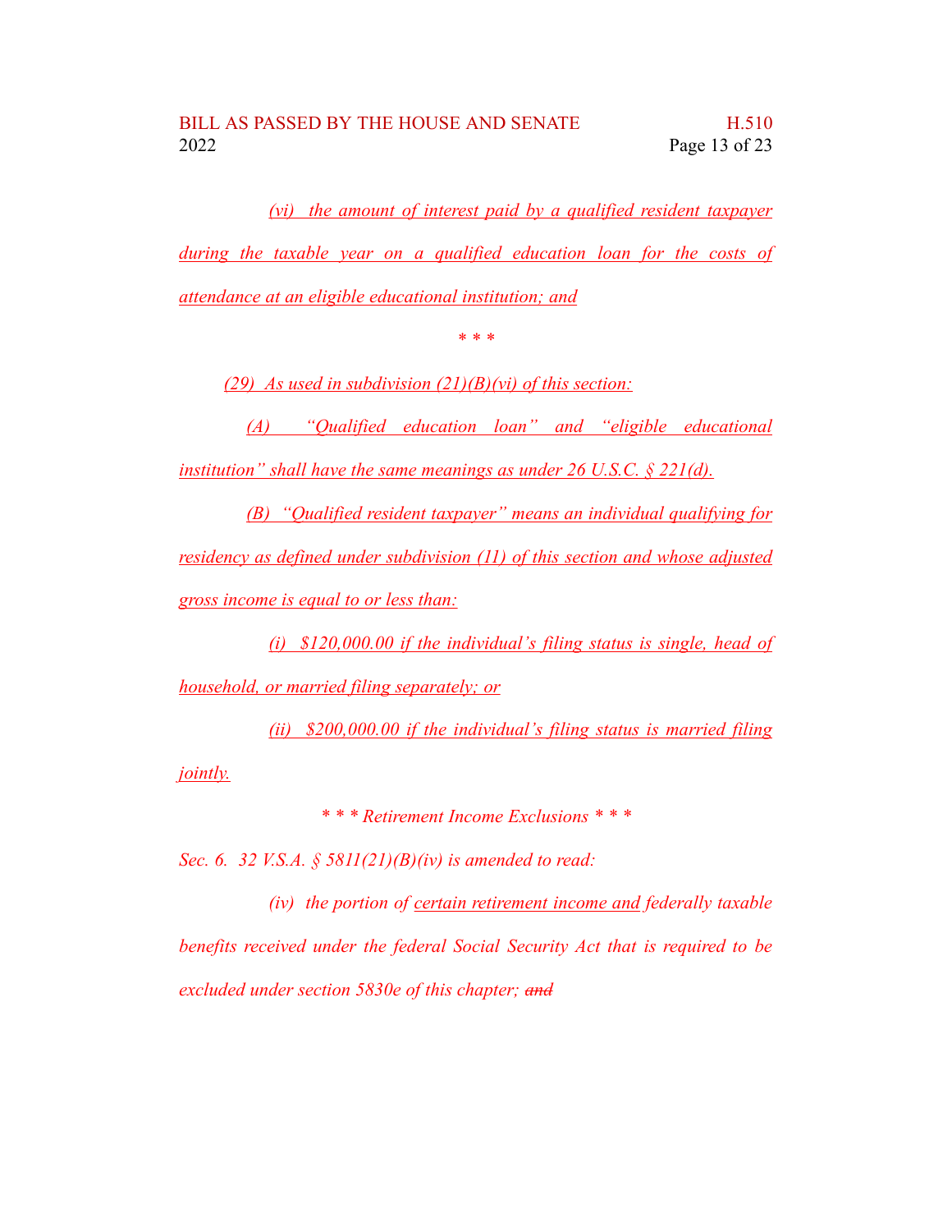*(vi) the amount of interest paid by a qualified resident taxpayer during the taxable year on a qualified education loan for the costs of attendance at an eligible educational institution; and*

\* \* \*

*(29) As used in subdivision (21)(B)(vi) of this section:*

*(A) "Qualified education loan" and "eligible educational institution" shall have the same meanings as under 26 U.S.C. § 221(d).*

*(B) "Qualified resident taxpayer" means an individual qualifying for residency as defined under subdivision (11) of this section and whose adjusted gross income is equal to or less than:*

*(i) $120,000.00 if the individual's filing status is single, head of household, or married filing separately; or*

*(ii) $200,000.00 if the individual's filing status is married filing jointly.*

*\* \* \* Retirement Income Exclusions \* \* \**

*Sec. 6. 32 V.S.A. § 5811(21)(B)(iv) is amended to read:*

*(iv) the portion of certain retirement income and federally taxable benefits received under the federal Social Security Act that is required to be excluded under section 5830e of this chapter; ~~and~~*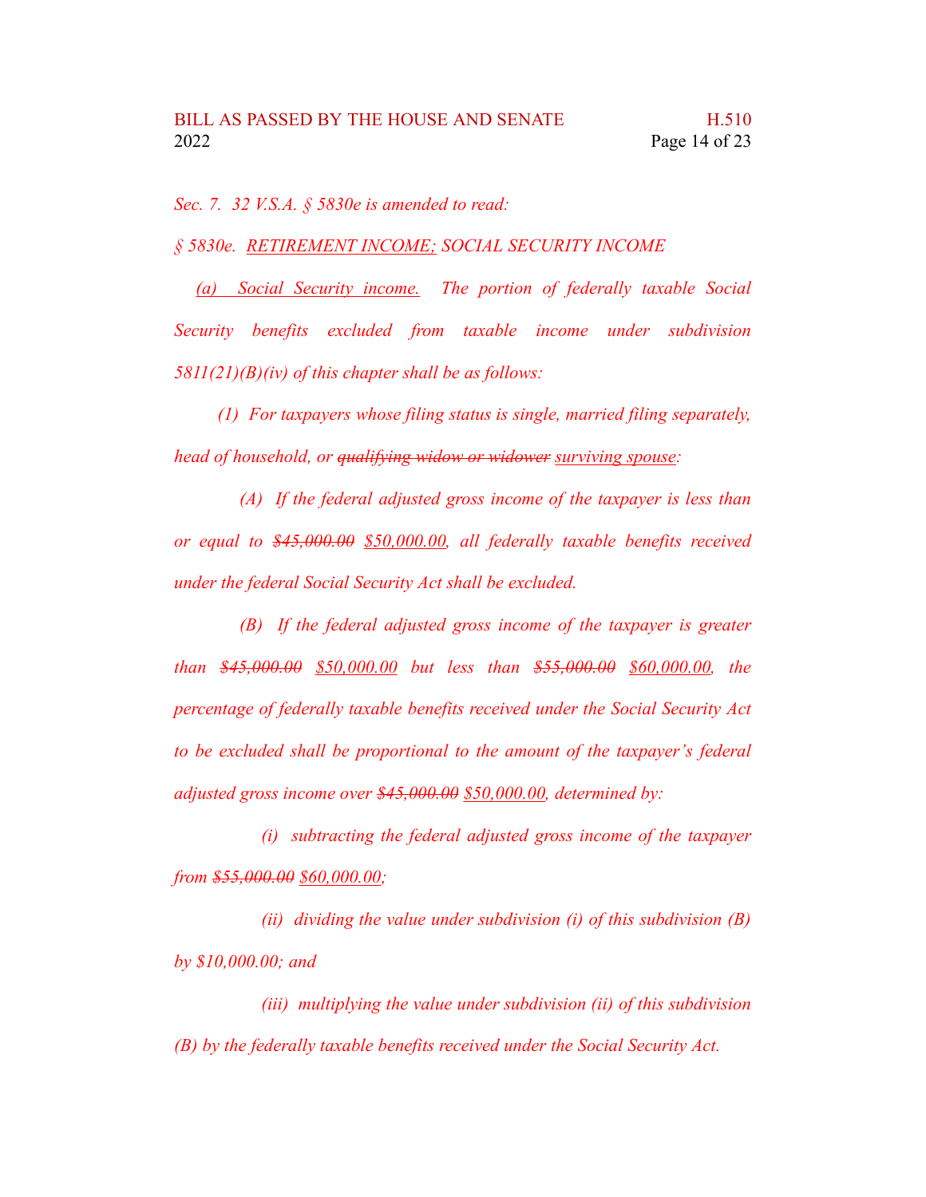*Sec. 7. 32 V.S.A. § 5830e is amended to read:*

*§ 5830e. <u>RETIREMENT INCOME;</u> SOCIAL SECURITY INCOME*

*<u>(a) Social Security income.</u> The portion of federally taxable Social Security benefits excluded from taxable income under subdivision 5811(21)(B)(iv) of this chapter shall be as follows:*

*(1) For taxpayers whose filing status is single, married filing separately, head of household, or ~~qualifying widow or widower~~ <u>surviving spouse</u>:*

*(A) If the federal adjusted gross income of the taxpayer is less than or equal to ~~$45,000.00~~ <u>$50,000.00</u>, all federally taxable benefits received under the federal Social Security Act shall be excluded.*

*(B) If the federal adjusted gross income of the taxpayer is greater than ~~$45,000.00~~ <u>$50,000.00</u> but less than ~~$55,000.00~~ <u>$60,000.00</u>, the percentage of federally taxable benefits received under the Social Security Act to be excluded shall be proportional to the amount of the taxpayer's federal adjusted gross income over ~~$45,000.00~~ <u>$50,000.00</u>, determined by:*

*(i) subtracting the federal adjusted gross income of the taxpayer from ~~$55,000.00~~ <u>$60,000.00</u>;*

*(ii) dividing the value under subdivision (i) of this subdivision (B) by $10,000.00; and*

*(iii) multiplying the value under subdivision (ii) of this subdivision (B) by the federally taxable benefits received under the Social Security Act.*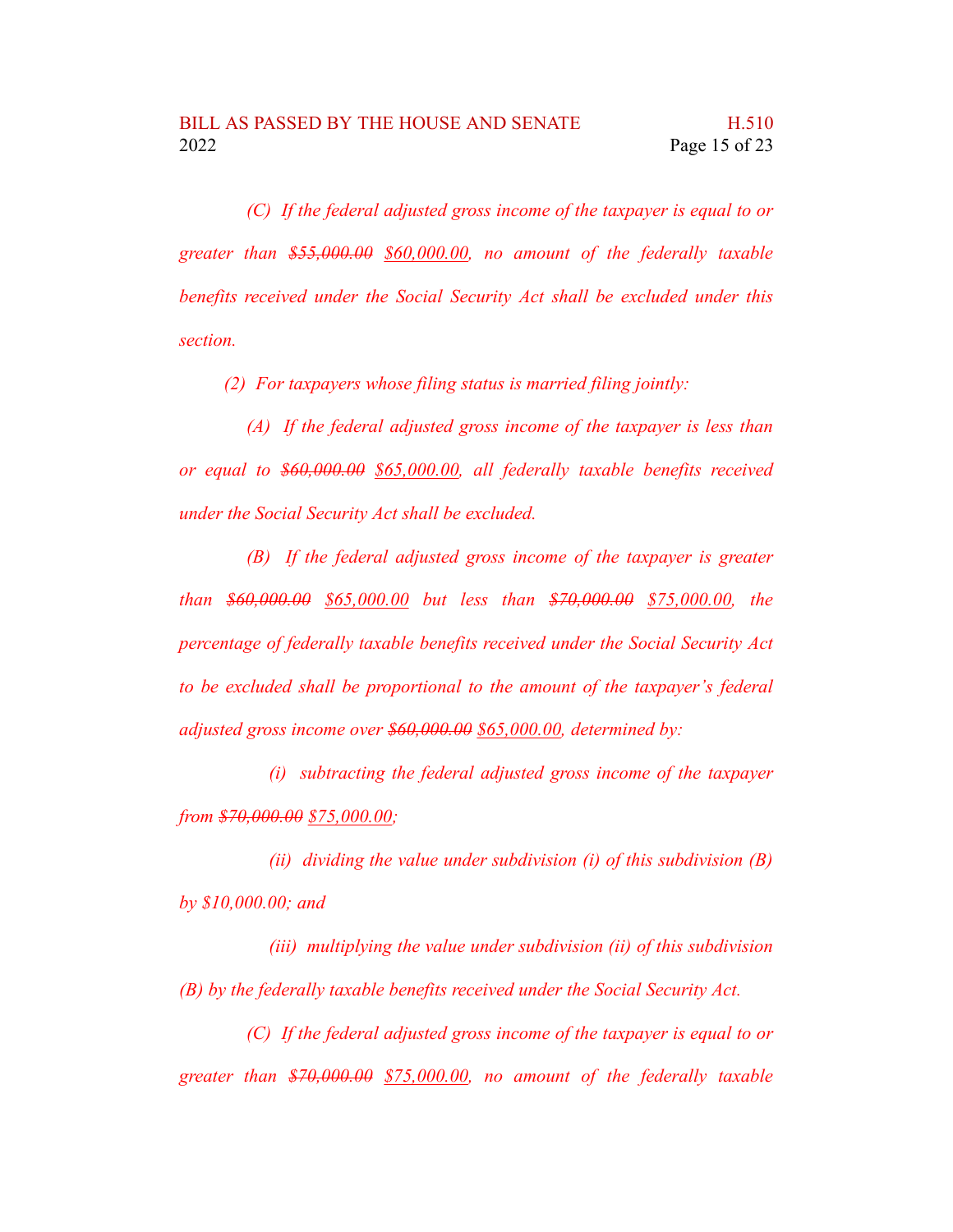*(C) If the federal adjusted gross income of the taxpayer is equal to or greater than ~~$55,000.00~~ <u>$60,000.00</u>, no amount of the federally taxable benefits received under the Social Security Act shall be excluded under this section.*

*(2) For taxpayers whose filing status is married filing jointly:*

*(A) If the federal adjusted gross income of the taxpayer is less than or equal to ~~$60,000.00~~ <u>$65,000.00</u>, all federally taxable benefits received under the Social Security Act shall be excluded.*

*(B) If the federal adjusted gross income of the taxpayer is greater than ~~$60,000.00~~ <u>$65,000.00</u> but less than ~~$70,000.00~~ <u>$75,000.00</u>, the percentage of federally taxable benefits received under the Social Security Act to be excluded shall be proportional to the amount of the taxpayer's federal adjusted gross income over ~~$60,000.00~~ <u>$65,000.00</u>, determined by:*

*(i) subtracting the federal adjusted gross income of the taxpayer from ~~$70,000.00~~ <u>$75,000.00</u>;*

*(ii) dividing the value under subdivision (i) of this subdivision (B) by $10,000.00; and*

*(iii) multiplying the value under subdivision (ii) of this subdivision (B) by the federally taxable benefits received under the Social Security Act.*

*(C) If the federal adjusted gross income of the taxpayer is equal to or greater than ~~$70,000.00~~ <u>$75,000.00</u>, no amount of the federally taxable*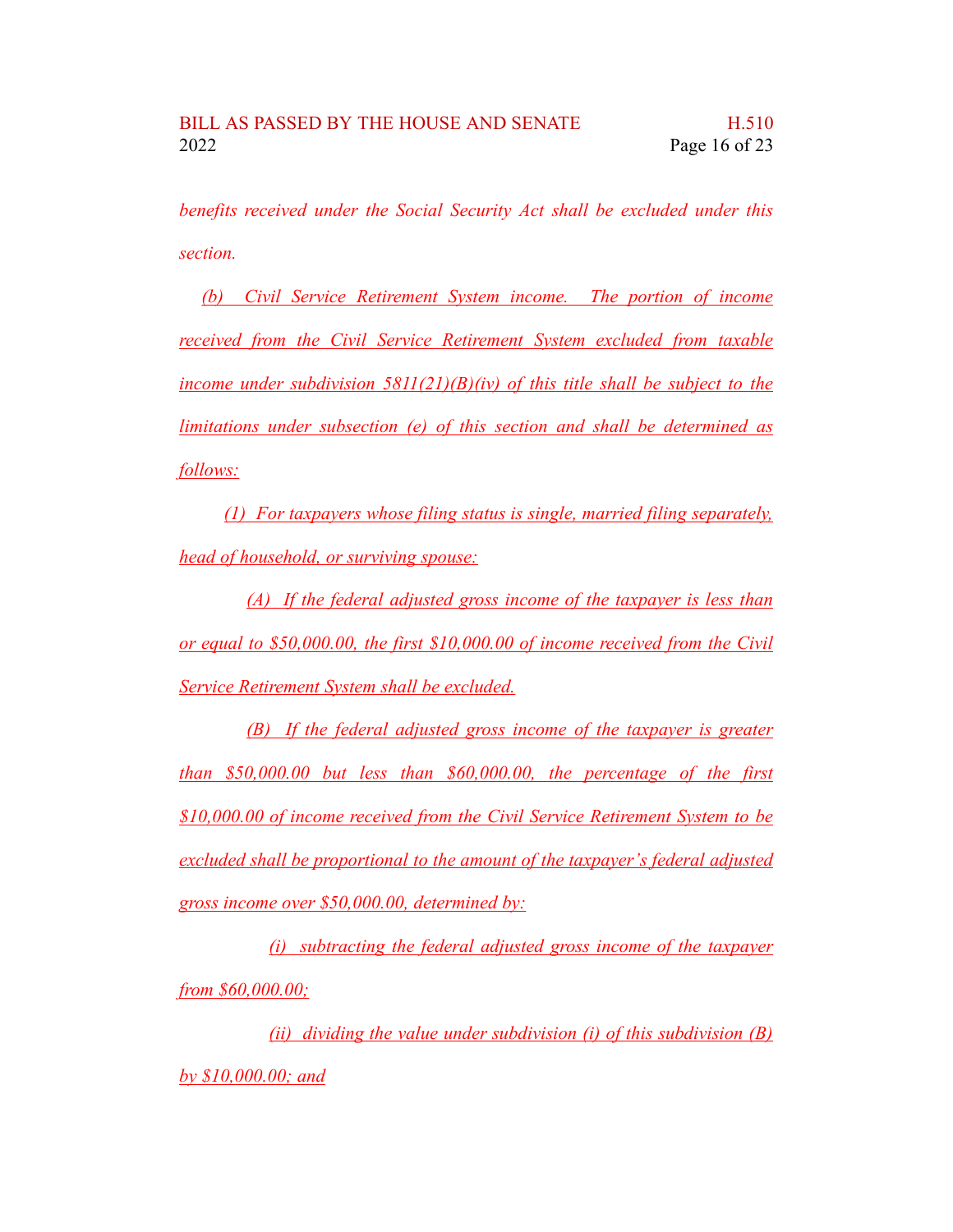*benefits received under the Social Security Act shall be excluded under this section.*

(b) Civil Service Retirement System income. The portion of income received from the Civil Service Retirement System excluded from taxable income under subdivision 5811(21)(B)(iv) of this title shall be subject to the limitations under subsection (e) of this section and shall be determined as follows:

(1) For taxpayers whose filing status is single, married filing separately, head of household, or surviving spouse:

(A) If the federal adjusted gross income of the taxpayer is less than or equal to $50,000.00, the first $10,000.00 of income received from the Civil Service Retirement System shall be excluded.

(B) If the federal adjusted gross income of the taxpayer is greater than $50,000.00 but less than $60,000.00, the percentage of the first $10,000.00 of income received from the Civil Service Retirement System to be excluded shall be proportional to the amount of the taxpayer's federal adjusted gross income over $50,000.00, determined by:

(i) subtracting the federal adjusted gross income of the taxpayer from $60,000.00;

(ii) dividing the value under subdivision (i) of this subdivision (B) by $10,000.00; and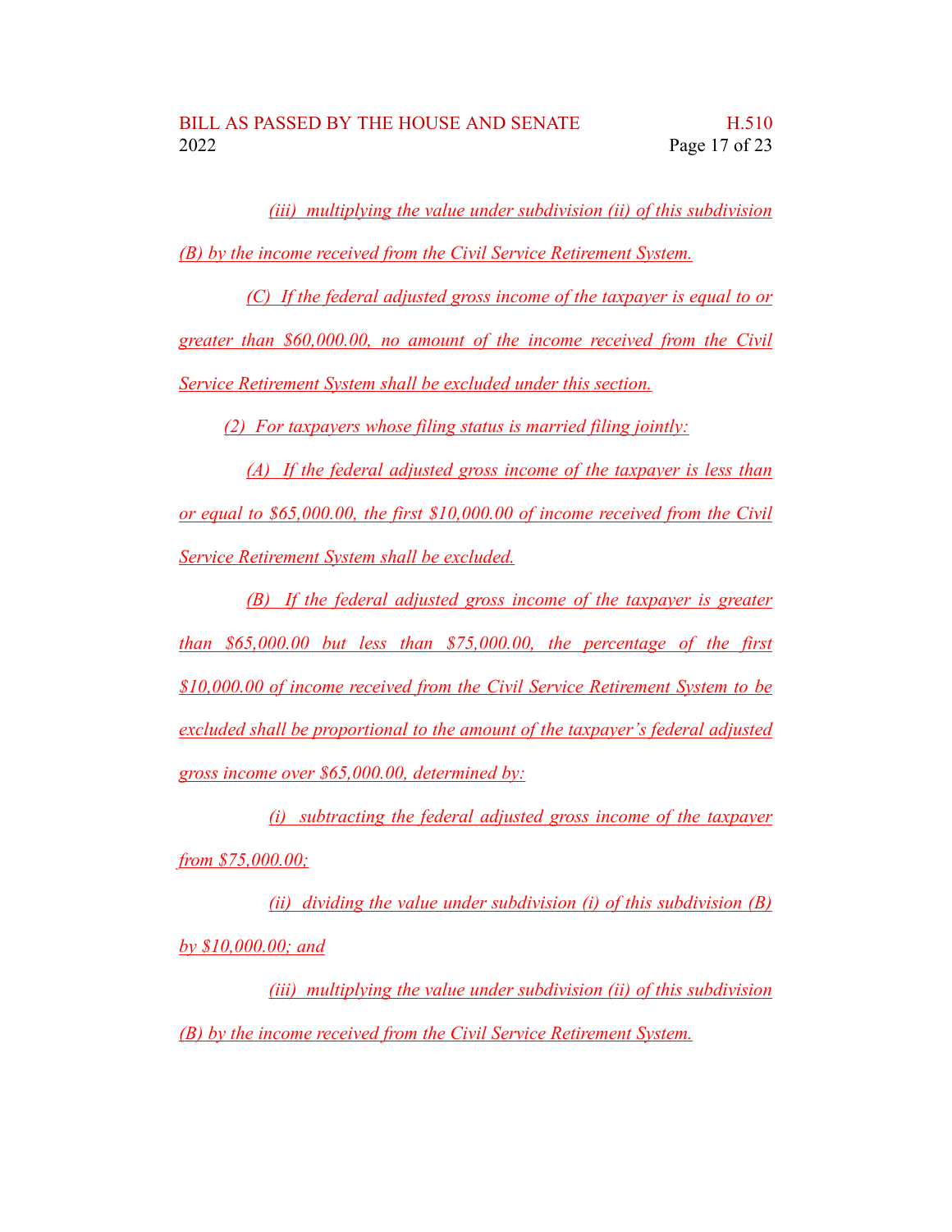*(iii) multiplying the value under subdivision (ii) of this subdivision (B) by the income received from the Civil Service Retirement System.*

*(C) If the federal adjusted gross income of the taxpayer is equal to or greater than $60,000.00, no amount of the income received from the Civil Service Retirement System shall be excluded under this section.*

*(2) For taxpayers whose filing status is married filing jointly:*

*(A) If the federal adjusted gross income of the taxpayer is less than or equal to $65,000.00, the first $10,000.00 of income received from the Civil Service Retirement System shall be excluded.*

*(B) If the federal adjusted gross income of the taxpayer is greater than $65,000.00 but less than $75,000.00, the percentage of the first $10,000.00 of income received from the Civil Service Retirement System to be excluded shall be proportional to the amount of the taxpayer's federal adjusted gross income over $65,000.00, determined by:*

*(i) subtracting the federal adjusted gross income of the taxpayer from $75,000.00;*

*(ii) dividing the value under subdivision (i) of this subdivision (B) by $10,000.00; and*

*(iii) multiplying the value under subdivision (ii) of this subdivision (B) by the income received from the Civil Service Retirement System.*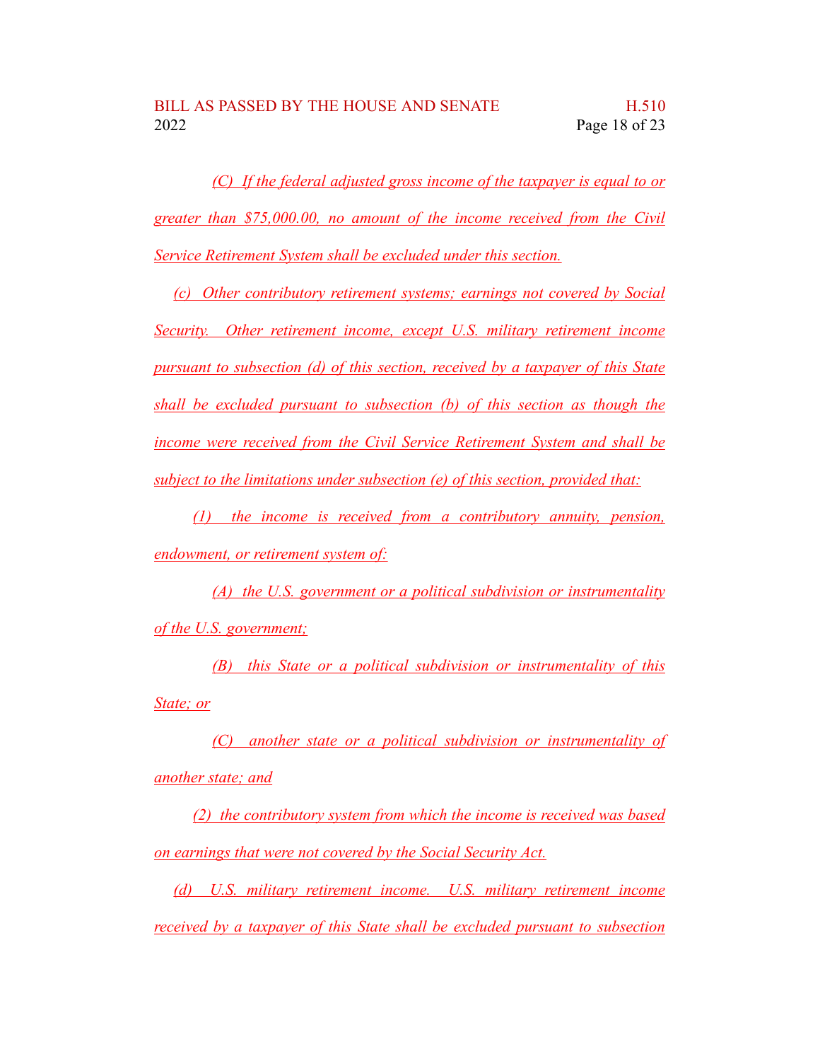*(C) If the federal adjusted gross income of the taxpayer is equal to or greater than $75,000.00, no amount of the income received from the Civil Service Retirement System shall be excluded under this section.*

*(c) Other contributory retirement systems; earnings not covered by Social Security. Other retirement income, except U.S. military retirement income pursuant to subsection (d) of this section, received by a taxpayer of this State shall be excluded pursuant to subsection (b) of this section as though the income were received from the Civil Service Retirement System and shall be subject to the limitations under subsection (e) of this section, provided that:*

*(1) the income is received from a contributory annuity, pension, endowment, or retirement system of:*

*(A) the U.S. government or a political subdivision or instrumentality of the U.S. government;*

*(B) this State or a political subdivision or instrumentality of this State; or*

*(C) another state or a political subdivision or instrumentality of another state; and*

*(2) the contributory system from which the income is received was based on earnings that were not covered by the Social Security Act.*

*(d) U.S. military retirement income. U.S. military retirement income received by a taxpayer of this State shall be excluded pursuant to subsection*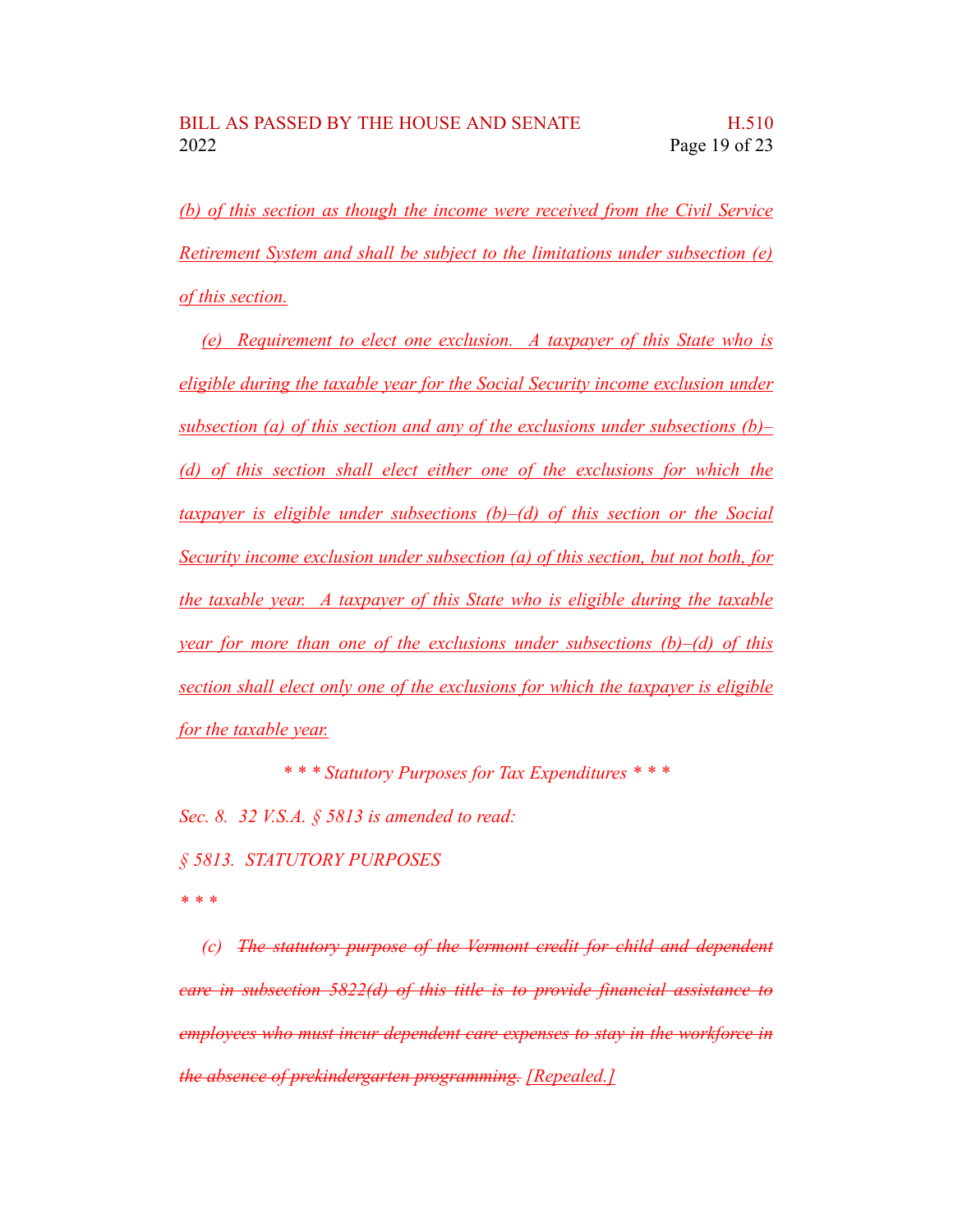(b) of this section as though the income were received from the Civil Service Retirement System and shall be subject to the limitations under subsection (e) of this section.

(e) Requirement to elect one exclusion. A taxpayer of this State who is eligible during the taxable year for the Social Security income exclusion under subsection (a) of this section and any of the exclusions under subsections (b)–(d) of this section shall elect either one of the exclusions for which the taxpayer is eligible under subsections (b)–(d) of this section or the Social Security income exclusion under subsection (a) of this section, but not both, for the taxable year. A taxpayer of this State who is eligible during the taxable year for more than one of the exclusions under subsections (b)–(d) of this section shall elect only one of the exclusions for which the taxpayer is eligible for the taxable year.

*\* \* \* Statutory Purposes for Tax Expenditures \* \* \**

*Sec. 8. 32 V.S.A. § 5813 is amended to read:*

*§ 5813. STATUTORY PURPOSES*

*\* \* \**

(c) ~~The statutory purpose of the Vermont credit for child and dependent care in subsection 5822(d) of this title is to provide financial assistance to employees who must incur dependent care expenses to stay in the workforce in the absence of prekindergarten programming.~~ [Repealed.]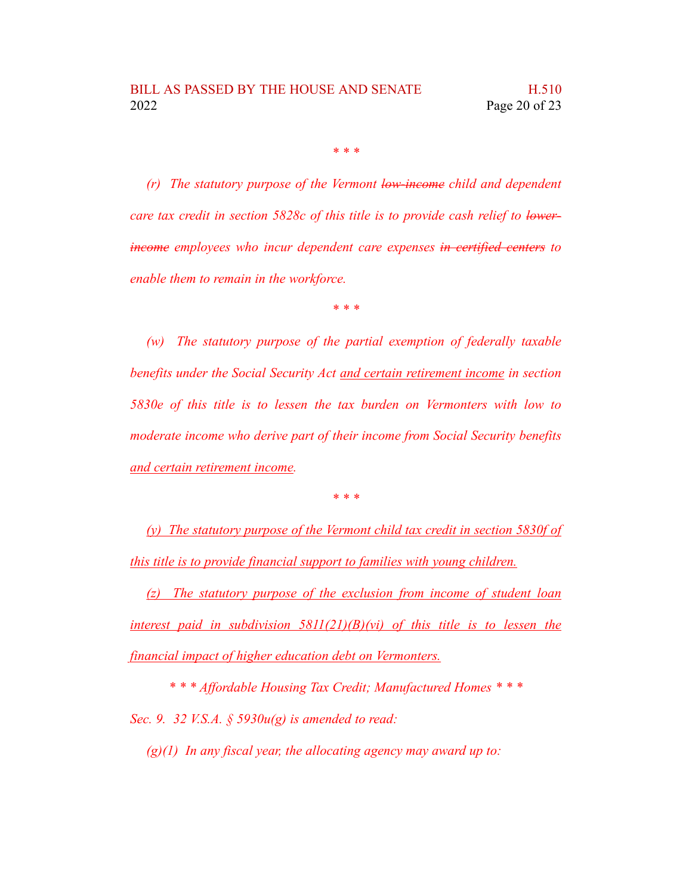\* \* \*

*(r) The statutory purpose of the Vermont ~~low-income~~ child and dependent care tax credit in section 5828c of this title is to provide cash relief to ~~lower-income~~ employees who incur dependent care expenses ~~in certified centers~~ to enable them to remain in the workforce.*

\* \* \*

*(w) The statutory purpose of the partial exemption of federally taxable benefits under the Social Security Act <u>and certain retirement income</u> in section 5830e of this title is to lessen the tax burden on Vermonters with low to moderate income who derive part of their income from Social Security benefits <u>and certain retirement income</u>.*

\* \* \*

*<u>(y) The statutory purpose of the Vermont child tax credit in section 5830f of this title is to provide financial support to families with young children.</u>*

*<u>(z) The statutory purpose of the exclusion from income of student loan interest paid in subdivision 5811(21)(B)(vi) of this title is to lessen the financial impact of higher education debt on Vermonters.</u>*

*\* \* \* Affordable Housing Tax Credit; Manufactured Homes \* \* \**

*Sec. 9. 32 V.S.A. § 5930u(g) is amended to read:*

*(g)(1) In any fiscal year, the allocating agency may award up to:*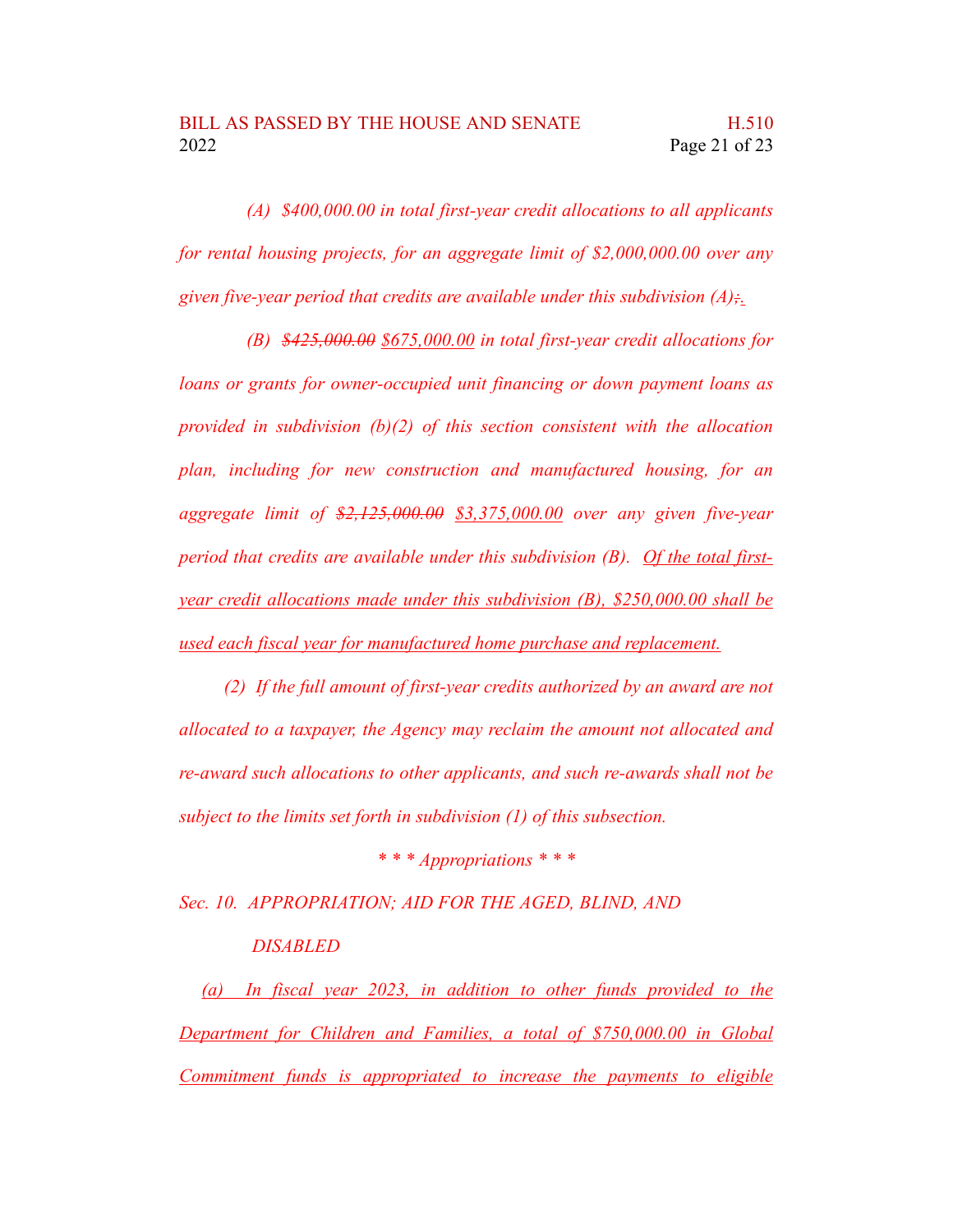*(A) $400,000.00 in total first-year credit allocations to all applicants for rental housing projects, for an aggregate limit of $2,000,000.00 over any given five-year period that credits are available under this subdivision (A)~~;~~.*

*(B) ~~$425,000.00~~ $675,000.00 in total first-year credit allocations for loans or grants for owner-occupied unit financing or down payment loans as provided in subdivision (b)(2) of this section consistent with the allocation plan, including for new construction and manufactured housing, for an aggregate limit of ~~$2,125,000.00~~ $3,375,000.00 over any given five-year period that credits are available under this subdivision (B). <u>Of the total first-year credit allocations made under this subdivision (B), $250,000.00 shall be used each fiscal year for manufactured home purchase and replacement.</u>*

*(2) If the full amount of first-year credits authorized by an award are not allocated to a taxpayer, the Agency may reclaim the amount not allocated and re-award such allocations to other applicants, and such re-awards shall not be subject to the limits set forth in subdivision (1) of this subsection.*

*\* \* \* Appropriations \* \* \**

*Sec. 10. APPROPRIATION; AID FOR THE AGED, BLIND, AND DISABLED*

*<u>(a) In fiscal year 2023, in addition to other funds provided to the Department for Children and Families, a total of $750,000.00 in Global Commitment funds is appropriated to increase the payments to eligible</u>*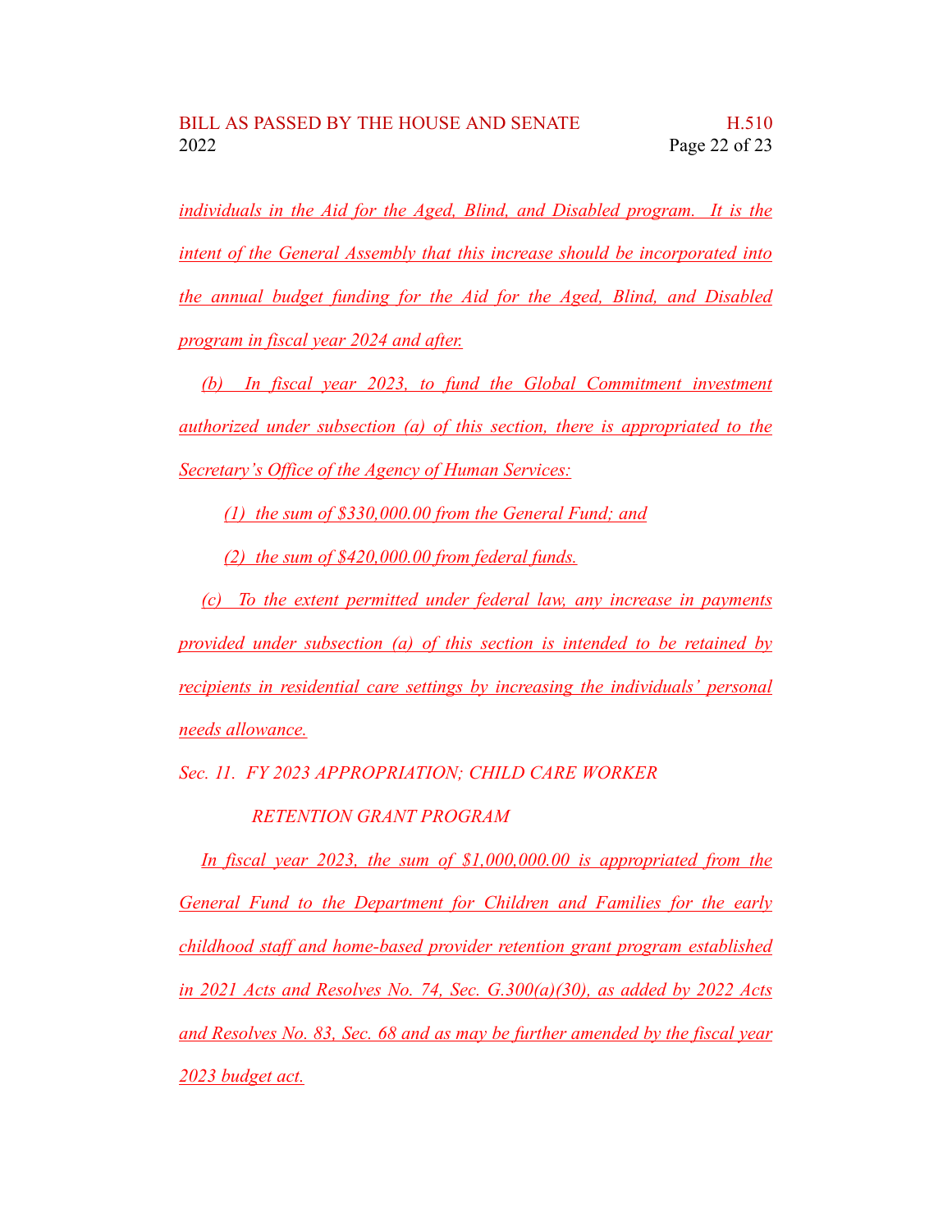*individuals in the Aid for the Aged, Blind, and Disabled program. It is the intent of the General Assembly that this increase should be incorporated into the annual budget funding for the Aid for the Aged, Blind, and Disabled program in fiscal year 2024 and after.*

*(b) In fiscal year 2023, to fund the Global Commitment investment authorized under subsection (a) of this section, there is appropriated to the Secretary's Office of the Agency of Human Services:*

*(1) the sum of $330,000.00 from the General Fund; and*

*(2) the sum of $420,000.00 from federal funds.*

*(c) To the extent permitted under federal law, any increase in payments provided under subsection (a) of this section is intended to be retained by recipients in residential care settings by increasing the individuals' personal needs allowance.*

*Sec. 11. FY 2023 APPROPRIATION; CHILD CARE WORKER RETENTION GRANT PROGRAM*

*In fiscal year 2023, the sum of $1,000,000.00 is appropriated from the General Fund to the Department for Children and Families for the early childhood staff and home-based provider retention grant program established in 2021 Acts and Resolves No. 74, Sec. G.300(a)(30), as added by 2022 Acts and Resolves No. 83, Sec. 68 and as may be further amended by the fiscal year 2023 budget act.*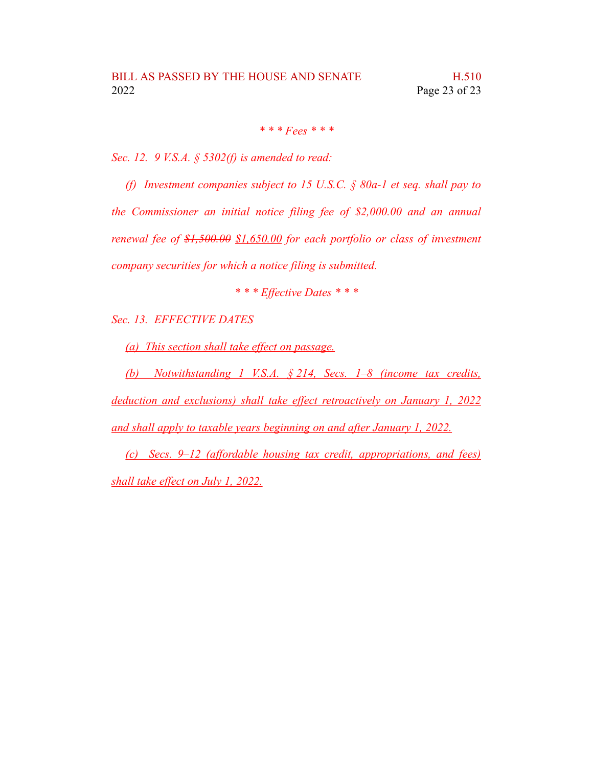*\* \* \* Fees \* \* \**

*Sec. 12. 9 V.S.A. § 5302(f) is amended to read:*

*(f) Investment companies subject to 15 U.S.C. § 80a-1 et seq. shall pay to the Commissioner an initial notice filing fee of $2,000.00 and an annual renewal fee of ~~$1,500.00~~ <u>$1,650.00</u> for each portfolio or class of investment company securities for which a notice filing is submitted.*

*\* \* \* Effective Dates \* \* \**

*Sec. 13. EFFECTIVE DATES*

*<u>(a) This section shall take effect on passage.</u>*

*<u>(b) Notwithstanding 1 V.S.A. § 214, Secs. 1–8 (income tax credits, deduction and exclusions) shall take effect retroactively on January 1, 2022 and shall apply to taxable years beginning on and after January 1, 2022.</u>*

*<u>(c) Secs. 9–12 (affordable housing tax credit, appropriations, and fees) shall take effect on July 1, 2022.</u>*